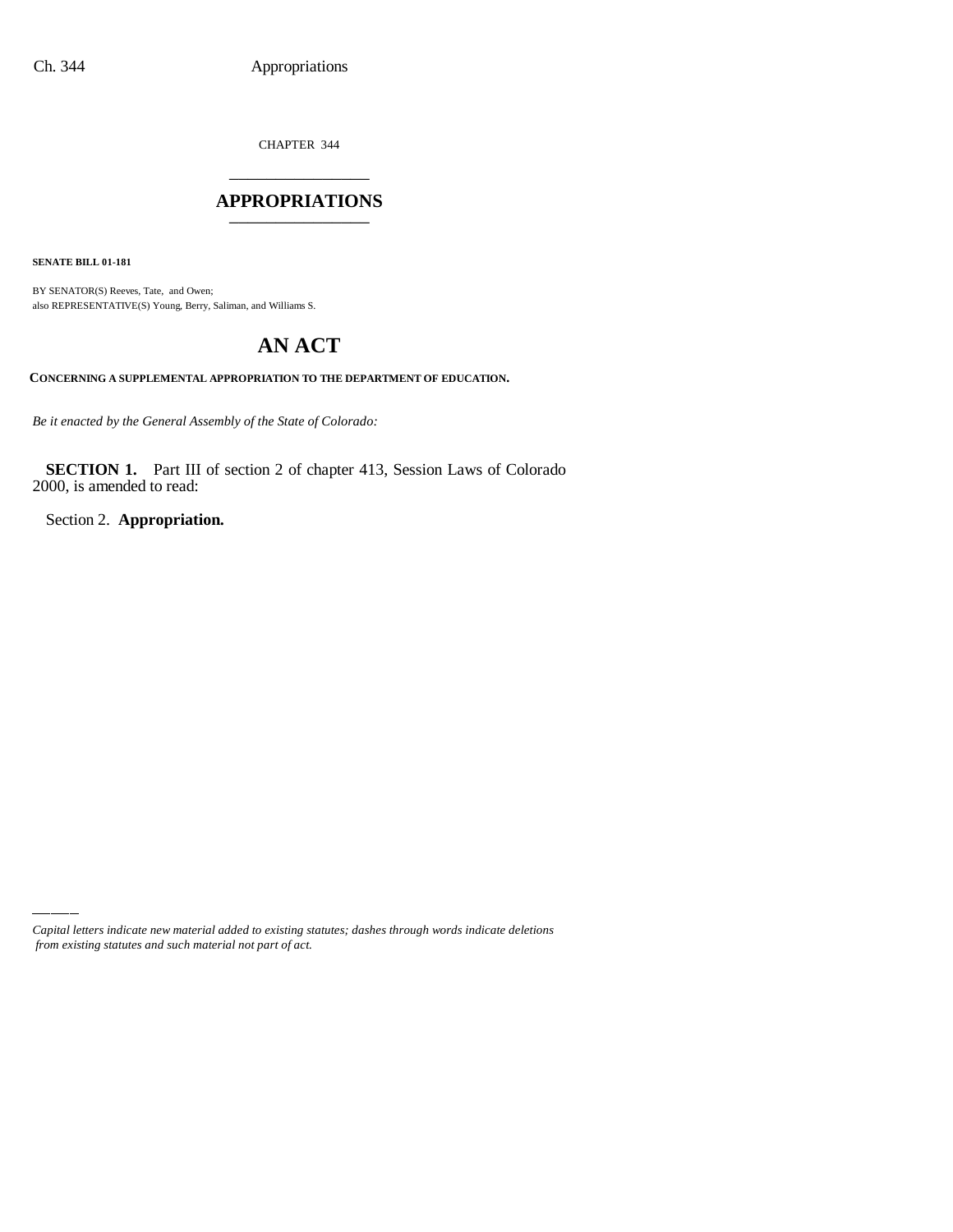CHAPTER 344

# APPROPRIATIONS

**SENATE BILL 01-181**

BY SENATOR(S) Reeves, Tate, and Owen;
also REPRESENTATIVE(S) Young, Berry, Saliman, and Williams S.

# AN ACT

**CONCERNING A SUPPLEMENTAL APPROPRIATION TO THE DEPARTMENT OF EDUCATION.**

*Be it enacted by the General Assembly of the State of Colorado:*

**SECTION 1.** Part III of section 2 of chapter 413, Session Laws of Colorado 2000, is amended to read:

Section 2. **Appropriation.**

*Capital letters indicate new material added to existing statutes; dashes through words indicate deletions from existing statutes and such material not part of act.*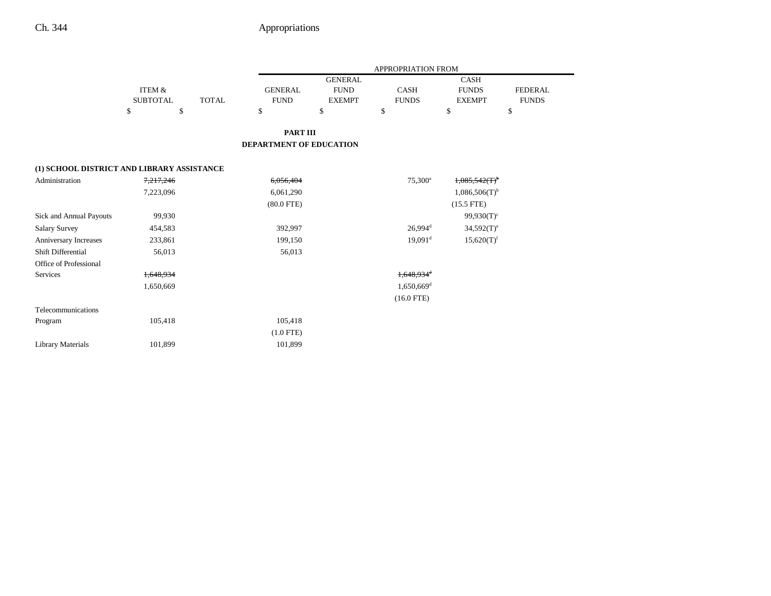| | ITEM & SUBTOTAL | TOTAL | APPROPRIATION FROM GENERAL FUND | GENERAL FUND EXEMPT | CASH FUNDS | CASH FUNDS EXEMPT | FEDERAL FUNDS |
|---|---|---|---|---|---|---|---|
| | $ | $ | $ | $ | $ | $ | $ |

**PART III**
**DEPARTMENT OF EDUCATION**

**(1) SCHOOL DISTRICT AND LIBRARY ASSISTANCE**

| | ITEM & SUBTOTAL | TOTAL | GENERAL FUND | GENERAL FUND EXEMPT | CASH FUNDS | CASH FUNDS EXEMPT | FEDERAL FUNDS |
|---|---|---|---|---|---|---|---|
| Administration | ~~7,217,246~~ | | ~~6,056,404~~ | | 75,300[a] | ~~1,085,542(T)[b]~~ | |
| | 7,223,096 | | 6,061,290 | | | 1,086,506(T)[b] | |
| | | | (80.0 FTE) | | | (15.5 FTE) | |
| Sick and Annual Payouts | 99,930 | | | | | 99,930(T)[c] | |
| Salary Survey | 454,583 | | 392,997 | | 26,994[d] | 34,592(T)[e] | |
| Anniversary Increases | 233,861 | | 199,150 | | 19,091[d] | 15,620(T)[f] | |
| Shift Differential | 56,013 | | 56,013 | | | | |
| Office of Professional Services | ~~1,648,934~~ | | | | ~~1,648,934[d]~~ | | |
| | 1,650,669 | | | | 1,650,669[d] | | |
| | | | | | (16.0 FTE) | | |
| Telecommunications Program | 105,418 | | 105,418 | | | | |
| | | | (1.0 FTE) | | | | |
| Library Materials | 101,899 | | 101,899 | | | | |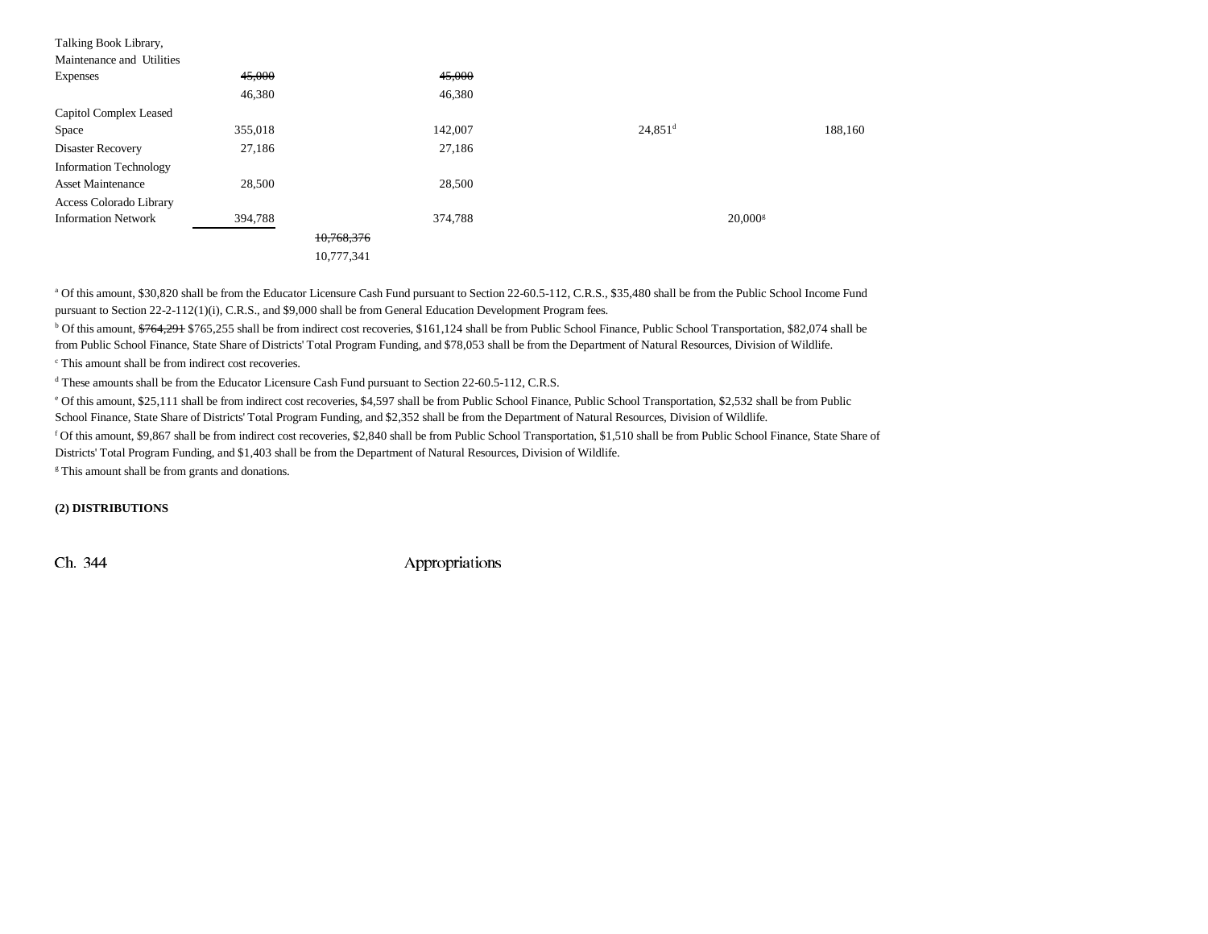| | | | | | | |
|---|---|---|---|---|---|---|
| Talking Book Library, Maintenance and Utilities Expenses | ~~45,000~~ 46,380 | | ~~45,000~~ 46,380 | | | |
| Capitol Complex Leased Space | 355,018 | | 142,007 | 24,851[d] | | 188,160 |
| Disaster Recovery | 27,186 | | 27,186 | | | |
| Information Technology Asset Maintenance | 28,500 | | 28,500 | | | |
| Access Colorado Library Information Network | 394,788 | | 374,788 | | 20,000[g] | |
| | | ~~10,768,376~~ 10,777,341 | | | | |

[a] Of this amount, $30,820 shall be from the Educator Licensure Cash Fund pursuant to Section 22-60.5-112, C.R.S., $35,480 shall be from the Public School Income Fund pursuant to Section 22-2-112(1)(i), C.R.S., and $9,000 shall be from General Education Development Program fees.

[b] Of this amount, ~~$764,291~~ $765,255 shall be from indirect cost recoveries, $161,124 shall be from Public School Finance, Public School Transportation, $82,074 shall be from Public School Finance, State Share of Districts' Total Program Funding, and $78,053 shall be from the Department of Natural Resources, Division of Wildlife.

[c] This amount shall be from indirect cost recoveries.

[d] These amounts shall be from the Educator Licensure Cash Fund pursuant to Section 22-60.5-112, C.R.S.

[e] Of this amount, $25,111 shall be from indirect cost recoveries, $4,597 shall be from Public School Finance, Public School Transportation, $2,532 shall be from Public School Finance, State Share of Districts' Total Program Funding, and $2,352 shall be from the Department of Natural Resources, Division of Wildlife.

[f] Of this amount, $9,867 shall be from indirect cost recoveries, $2,840 shall be from Public School Transportation, $1,510 shall be from Public School Finance, State Share of Districts' Total Program Funding, and $1,403 shall be from the Department of Natural Resources, Division of Wildlife.

[g] This amount shall be from grants and donations.

**(2) DISTRIBUTIONS**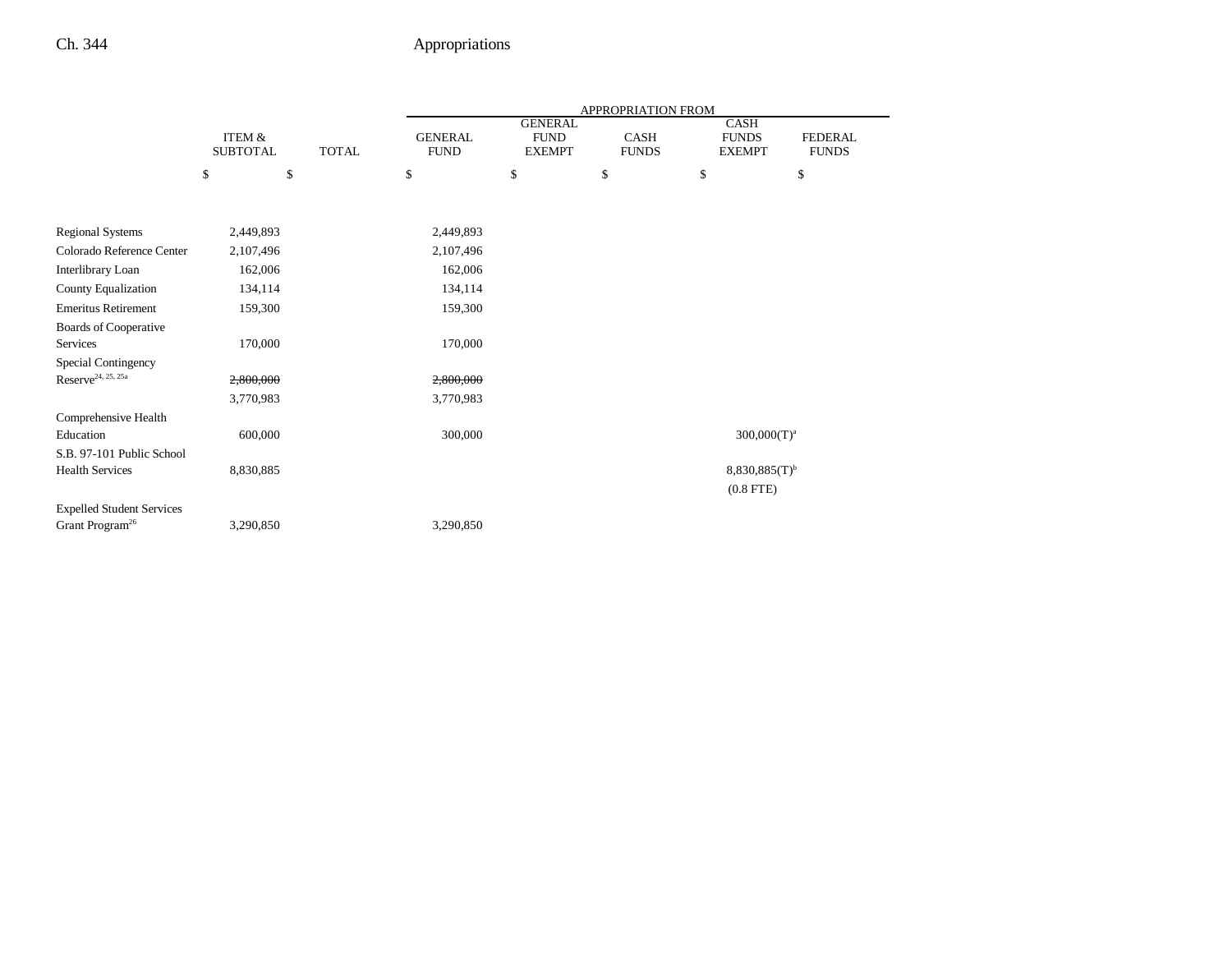| | ITEM & SUBTOTAL | TOTAL | APPROPRIATION FROM GENERAL FUND | GENERAL FUND EXEMPT | CASH FUNDS | CASH FUNDS EXEMPT | FEDERAL FUNDS |
|---|---|---|---|---|---|---|---|
| | $ | $ | $ | $ | $ | $ | $ |
| Regional Systems | 2,449,893 | | 2,449,893 | | | | |
| Colorado Reference Center | 2,107,496 | | 2,107,496 | | | | |
| Interlibrary Loan | 162,006 | | 162,006 | | | | |
| County Equalization | 134,114 | | 134,114 | | | | |
| Emeritus Retirement | 159,300 | | 159,300 | | | | |
| Boards of Cooperative Services | 170,000 | | 170,000 | | | | |
| Special Contingency Reserve[24, 25, 25a] | ~~2,800,000~~ | | ~~2,800,000~~ | | | | |
| | 3,770,983 | | 3,770,983 | | | | |
| Comprehensive Health Education | 600,000 | | 300,000 | | | 300,000(T)[a] | |
| S.B. 97-101 Public School Health Services | 8,830,885 | | | | | 8,830,885(T)[b] | |
| | | | | | | (0.8 FTE) | |
| Expelled Student Services Grant Program[26] | 3,290,850 | | 3,290,850 | | | | |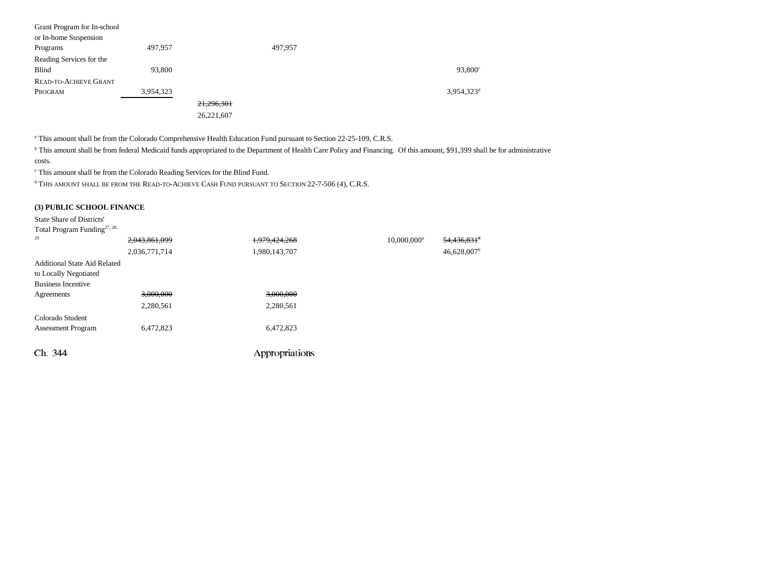| | | | | | |
|---|---|---|---|---|---|
| Grant Program for In-school or In-home Suspension Programs | 497,957 | | 497,957 | | |
| Reading Services for the Blind | 93,800 | | | | 93,800[c] |
| READ-TO-ACHIEVE GRANT PROGRAM | 3,954,323 | | | | 3,954,323[d] |
| | | ~~21,296,301~~ | | | |
| | | 26,221,607 | | | |

[a] This amount shall be from the Colorado Comprehensive Health Education Fund pursuant to Section 22-25-109, C.R.S.

[b] This amount shall be from federal Medicaid funds appropriated to the Department of Health Care Policy and Financing. Of this amount, $91,399 shall be for administrative costs.

[c] This amount shall be from the Colorado Reading Services for the Blind Fund.

[d] THIS AMOUNT SHALL BE FROM THE READ-TO-ACHIEVE CASH FUND PURSUANT TO SECTION 22-7-506 (4), C.R.S.

**(3) PUBLIC SCHOOL FINANCE**

| | | | | | |
|---|---|---|---|---|---|
| State Share of Districts' Total Program Funding[27, 28, 29] | ~~2,043,861,099~~ | | ~~1,979,424,268~~ | 10,000,000[a] | ~~54,436,831~~[b] |
| | 2,036,771,714 | | 1,980,143,707 | | 46,628,007[b] |
| Additional State Aid Related to Locally Negotiated Business Incentive Agreements | ~~3,000,000~~ | | ~~3,000,000~~ | | |
| | 2,280,561 | | 2,280,561 | | |
| Colorado Student Assessment Program | 6,472,823 | | 6,472,823 | | |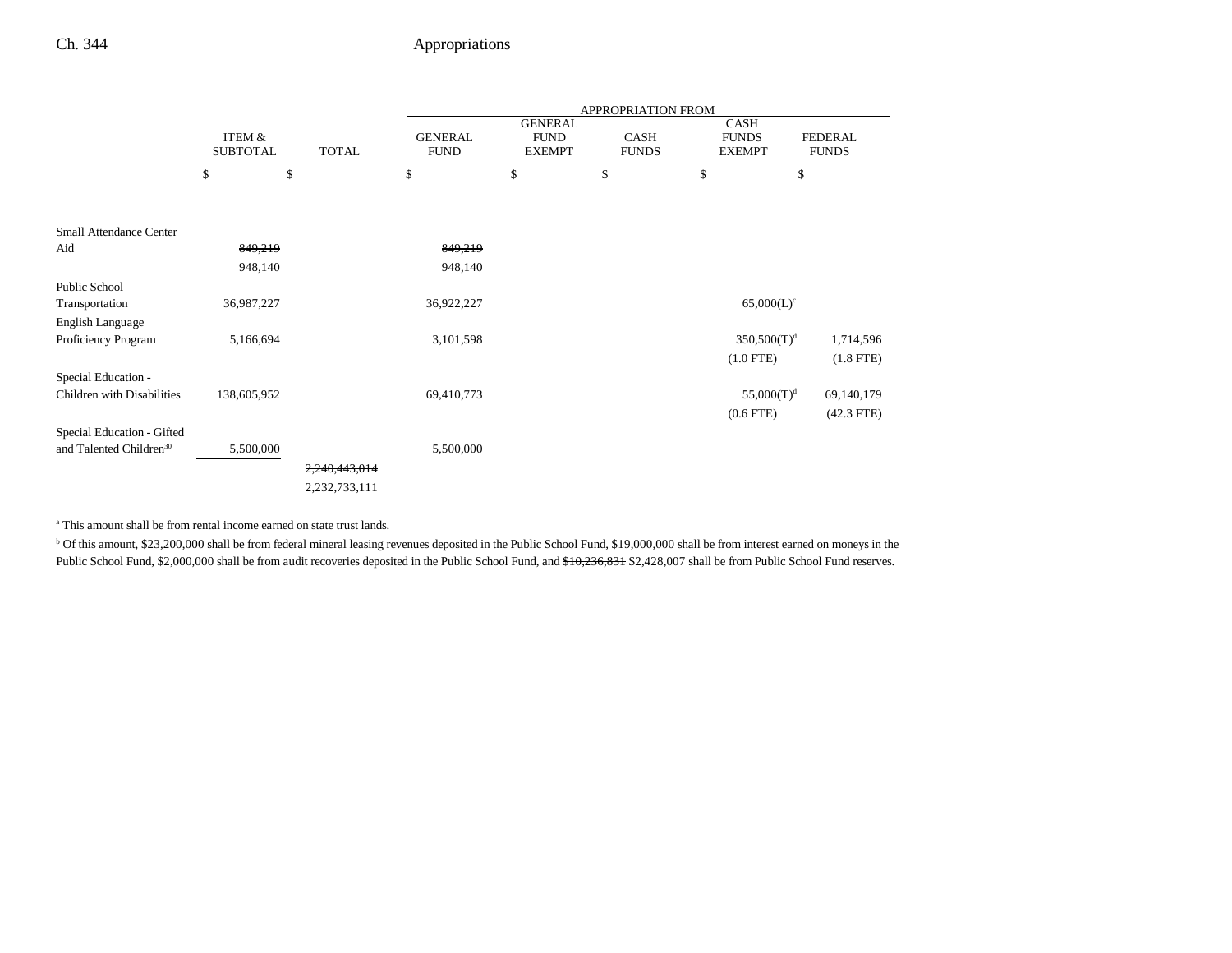| | ITEM & SUBTOTAL | TOTAL | APPROPRIATION FROM GENERAL FUND | GENERAL FUND EXEMPT | CASH FUNDS | CASH FUNDS EXEMPT | FEDERAL FUNDS |
|---|---|---|---|---|---|---|---|
| | $ | $ | $ | $ | $ | $ | $ |
| Small Attendance Center Aid | ~~849,219~~ | | ~~849,219~~ | | | | |
| | 948,140 | | 948,140 | | | | |
| Public School Transportation | 36,987,227 | | 36,922,227 | | | 65,000(L)[c] | |
| English Language Proficiency Program | 5,166,694 | | 3,101,598 | | | 350,500(T)[d] | 1,714,596 |
| | | | | | | (1.0 FTE) | (1.8 FTE) |
| Special Education - Children with Disabilities | 138,605,952 | | 69,410,773 | | | 55,000(T)[d] | 69,140,179 |
| | | | | | | (0.6 FTE) | (42.3 FTE) |
| Special Education - Gifted and Talented Children[30] | 5,500,000 | | 5,500,000 | | | | |
| | | ~~2,240,443,014~~ | | | | | |
| | | 2,232,733,111 | | | | | |

[a] This amount shall be from rental income earned on state trust lands.

[b] Of this amount, $23,200,000 shall be from federal mineral leasing revenues deposited in the Public School Fund, $19,000,000 shall be from interest earned on moneys in the Public School Fund, $2,000,000 shall be from audit recoveries deposited in the Public School Fund, and ~~$10,236,831~~ $2,428,007 shall be from Public School Fund reserves.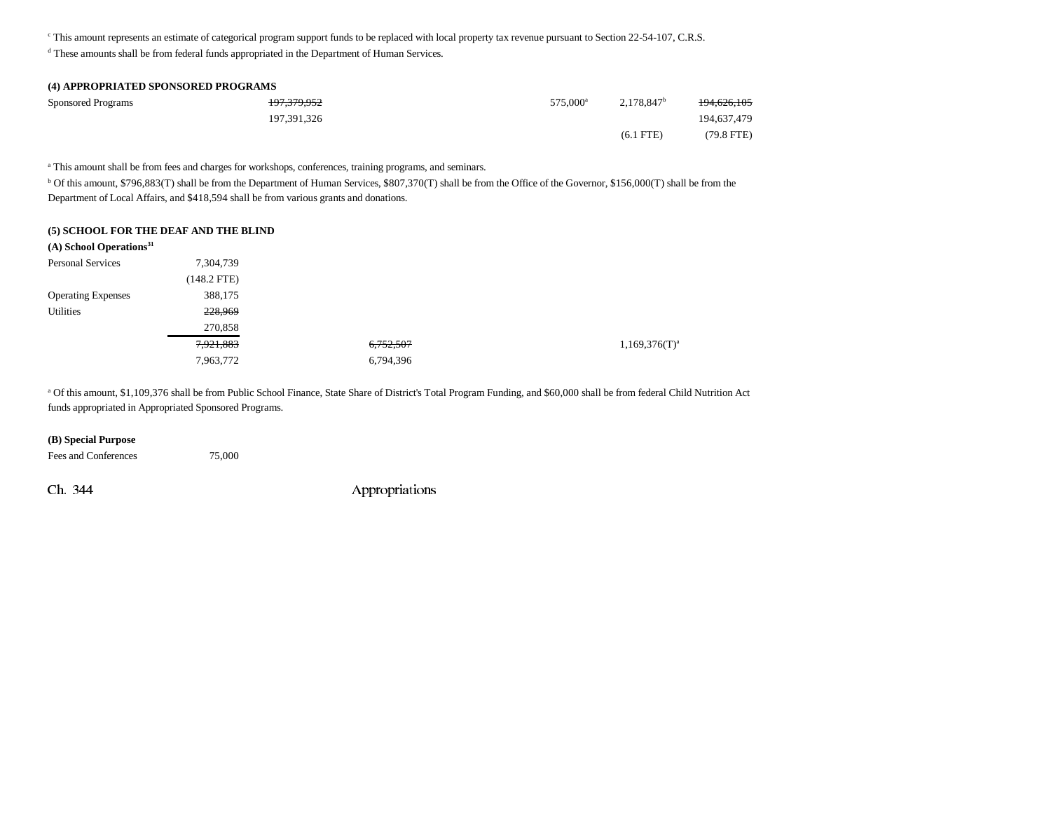[c] This amount represents an estimate of categorical program support funds to be replaced with local property tax revenue pursuant to Section 22-54-107, C.R.S.

[d] These amounts shall be from federal funds appropriated in the Department of Human Services.

**(4) APPROPRIATED SPONSORED PROGRAMS**

| | | | | | | |
|---|---|---|---|---|---|---|
| Sponsored Programs | ~~197,379,952~~ 197,391,326 | | | 575,000[a] | 2,178,847[b] (6.1 FTE) | ~~194,626,105~~ 194,637,479 (79.8 FTE) |

[a] This amount shall be from fees and charges for workshops, conferences, training programs, and seminars.

[b] Of this amount, $796,883(T) shall be from the Department of Human Services, $807,370(T) shall be from the Office of the Governor, $156,000(T) shall be from the Department of Local Affairs, and $418,594 shall be from various grants and donations.

**(5) SCHOOL FOR THE DEAF AND THE BLIND**

**(A) School Operations[31]**

| | | | | | |
|---|---|---|---|---|---|
| Personal Services | 7,304,739 (148.2 FTE) | | | | |
| Operating Expenses | 388,175 | | | | |
| Utilities | ~~228,969~~ 270,858 | | | | |
| | ~~7,921,883~~ 7,963,772 | ~~6,752,507~~ 6,794,396 | | 1,169,376(T)[a] | |

[a] Of this amount, $1,109,376 shall be from Public School Finance, State Share of District's Total Program Funding, and $60,000 shall be from federal Child Nutrition Act funds appropriated in Appropriated Sponsored Programs.

**(B) Special Purpose**

| | |
|---|---|
| Fees and Conferences | 75,000 |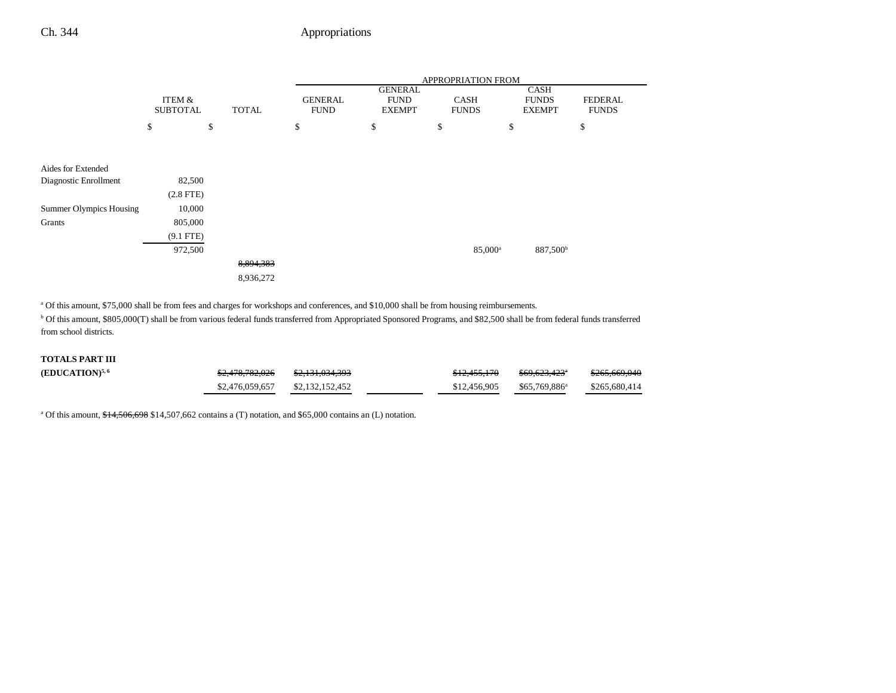| | ITEM & SUBTOTAL | TOTAL | APPROPRIATION FROM GENERAL FUND | GENERAL FUND EXEMPT | CASH FUNDS | CASH FUNDS EXEMPT | FEDERAL FUNDS |
|---|---|---|---|---|---|---|---|
| | $ | $ | $ | $ | $ | $ | $ |
| Aides for Extended Diagnostic Enrollment | 82,500 | | | | | | |
| | (2.8 FTE) | | | | | | |
| Summer Olympics Housing | 10,000 | | | | | | |
| Grants | 805,000 | | | | | | |
| | (9.1 FTE) | | | | | | |
| | 972,500 | | | | 85,000[a] | 887,500[b] | |
| | | ~~8,894,383~~ | | | | | |
| | | 8,936,272 | | | | | |

[a] Of this amount, $75,000 shall be from fees and charges for workshops and conferences, and $10,000 shall be from housing reimbursements.

[b] Of this amount, $805,000(T) shall be from various federal funds transferred from Appropriated Sponsored Programs, and $82,500 shall be from federal funds transferred from school districts.

| | ITEM & SUBTOTAL | TOTAL | GENERAL FUND | GENERAL FUND EXEMPT | CASH FUNDS | CASH FUNDS EXEMPT | FEDERAL FUNDS |
|---|---|---|---|---|---|---|---|
| **TOTALS PART III (EDUCATION)**[5, 6] | | ~~$2,478,782,026~~ | ~~$2,131,034,393~~ | | ~~$12,455,170~~ | ~~$69,623,423~~[a] | ~~$265,669,040~~ |
| | | $2,476,059,657 | $2,132,152,452 | | $12,456,905 | $65,769,886[a] | $265,680,414 |

[a] Of this amount, ~~$14,506,698~~ $14,507,662 contains a (T) notation, and $65,000 contains an (L) notation.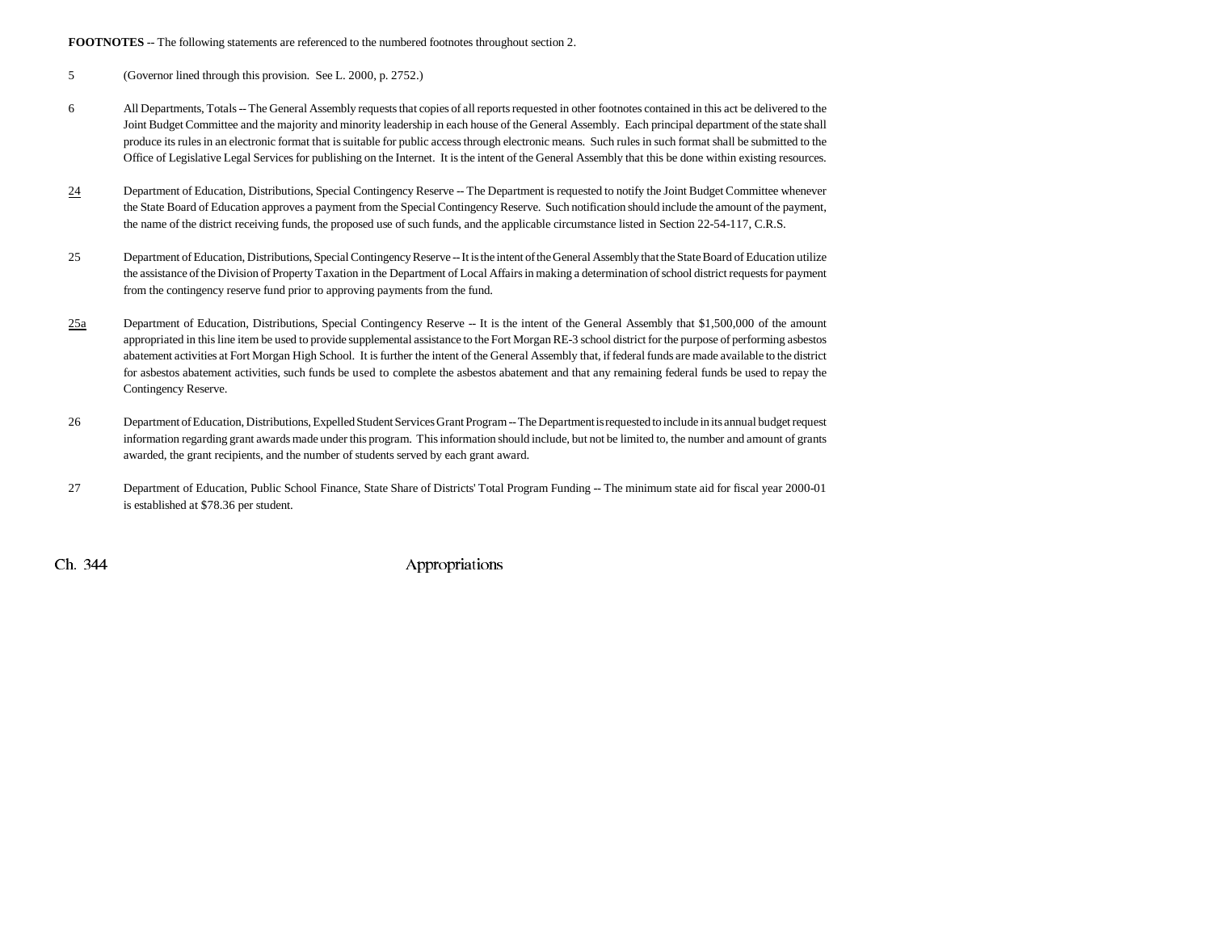**FOOTNOTES** -- The following statements are referenced to the numbered footnotes throughout section 2.

5 (Governor lined through this provision. See L. 2000, p. 2752.)

6 All Departments, Totals -- The General Assembly requests that copies of all reports requested in other footnotes contained in this act be delivered to the Joint Budget Committee and the majority and minority leadership in each house of the General Assembly. Each principal department of the state shall produce its rules in an electronic format that is suitable for public access through electronic means. Such rules in such format shall be submitted to the Office of Legislative Legal Services for publishing on the Internet. It is the intent of the General Assembly that this be done within existing resources.

<u>24</u> Department of Education, Distributions, Special Contingency Reserve -- The Department is requested to notify the Joint Budget Committee whenever the State Board of Education approves a payment from the Special Contingency Reserve. Such notification should include the amount of the payment, the name of the district receiving funds, the proposed use of such funds, and the applicable circumstance listed in Section 22-54-117, C.R.S.

25 Department of Education, Distributions, Special Contingency Reserve -- It is the intent of the General Assembly that the State Board of Education utilize the assistance of the Division of Property Taxation in the Department of Local Affairs in making a determination of school district requests for payment from the contingency reserve fund prior to approving payments from the fund.

<u>25a</u> Department of Education, Distributions, Special Contingency Reserve -- It is the intent of the General Assembly that $1,500,000 of the amount appropriated in this line item be used to provide supplemental assistance to the Fort Morgan RE-3 school district for the purpose of performing asbestos abatement activities at Fort Morgan High School. It is further the intent of the General Assembly that, if federal funds are made available to the district for asbestos abatement activities, such funds be used to complete the asbestos abatement and that any remaining federal funds be used to repay the Contingency Reserve.

26 Department of Education, Distributions, Expelled Student Services Grant Program -- The Department is requested to include in its annual budget request information regarding grant awards made under this program. This information should include, but not be limited to, the number and amount of grants awarded, the grant recipients, and the number of students served by each grant award.

27 Department of Education, Public School Finance, State Share of Districts' Total Program Funding -- The minimum state aid for fiscal year 2000-01 is established at $78.36 per student.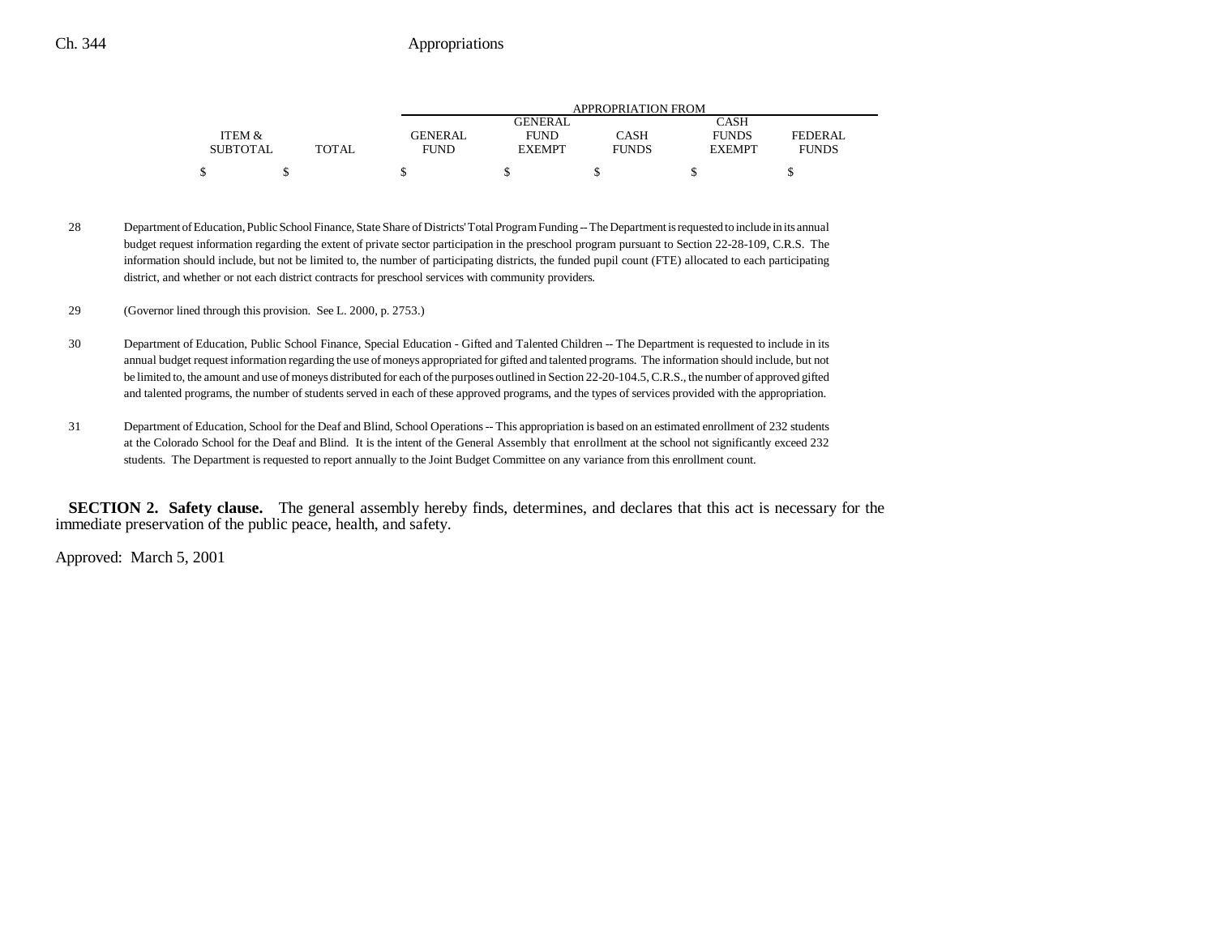| | | | APPROPRIATION FROM | | | | |
|---|---|---|---|---|---|---|---|
| | ITEM & SUBTOTAL | TOTAL | GENERAL FUND | GENERAL FUND EXEMPT | CASH FUNDS | CASH FUNDS EXEMPT | FEDERAL FUNDS |
| | $ | $ | $ | $ | $ | $ | $ |

28 Department of Education, Public School Finance, State Share of Districts' Total Program Funding -- The Department is requested to include in its annual budget request information regarding the extent of private sector participation in the preschool program pursuant to Section 22-28-109, C.R.S. The information should include, but not be limited to, the number of participating districts, the funded pupil count (FTE) allocated to each participating district, and whether or not each district contracts for preschool services with community providers.

29 (Governor lined through this provision. See L. 2000, p. 2753.)

30 Department of Education, Public School Finance, Special Education - Gifted and Talented Children -- The Department is requested to include in its annual budget request information regarding the use of moneys appropriated for gifted and talented programs. The information should include, but not be limited to, the amount and use of moneys distributed for each of the purposes outlined in Section 22-20-104.5, C.R.S., the number of approved gifted and talented programs, the number of students served in each of these approved programs, and the types of services provided with the appropriation.

31 Department of Education, School for the Deaf and Blind, School Operations -- This appropriation is based on an estimated enrollment of 232 students at the Colorado School for the Deaf and Blind. It is the intent of the General Assembly that enrollment at the school not significantly exceed 232 students. The Department is requested to report annually to the Joint Budget Committee on any variance from this enrollment count.

**SECTION 2. Safety clause.** The general assembly hereby finds, determines, and declares that this act is necessary for the immediate preservation of the public peace, health, and safety.

Approved: March 5, 2001